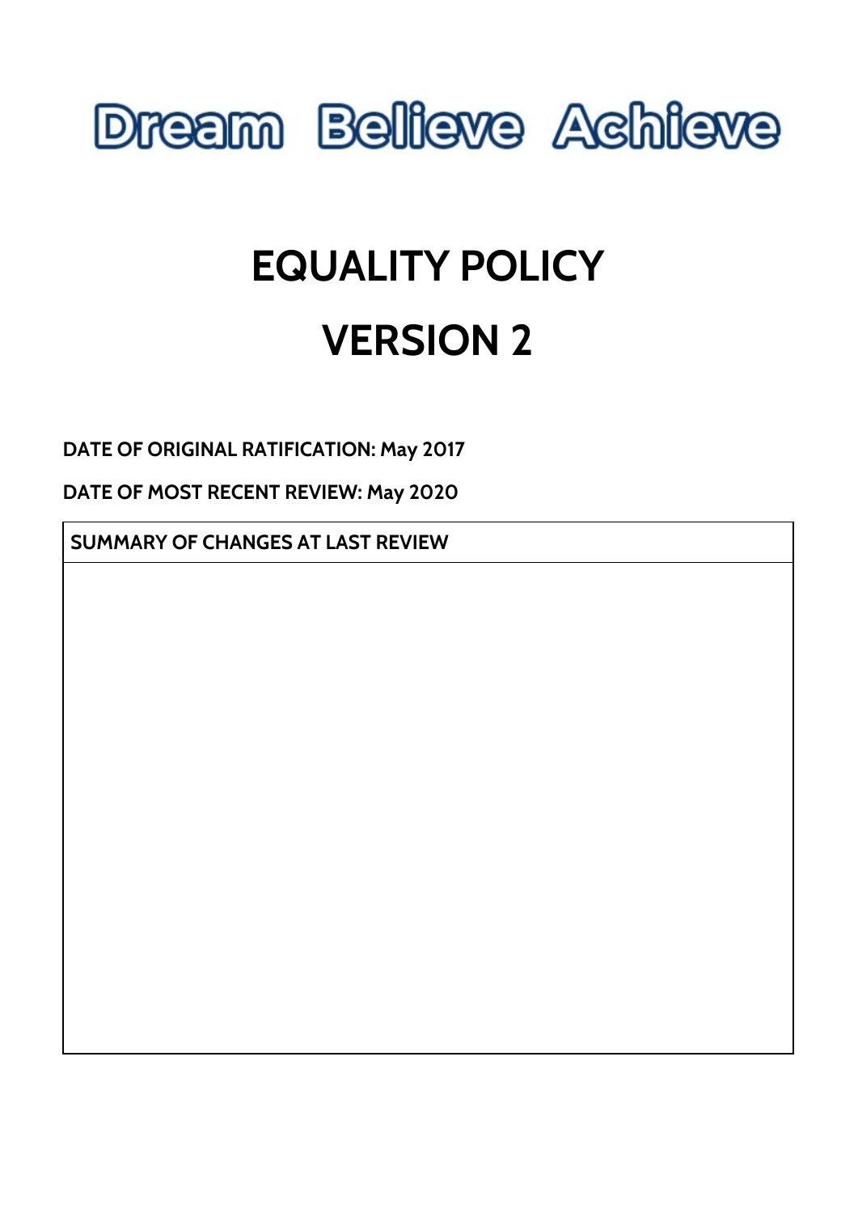Dream Believe Achieve

# EQUALITY POLICY

# VERSION 2

**DATE OF ORIGINAL RATIFICATION: May 2017**

**DATE OF MOST RECENT REVIEW: May 2020**

| SUMMARY OF CHANGES AT LAST REVIEW |
| --- |
| |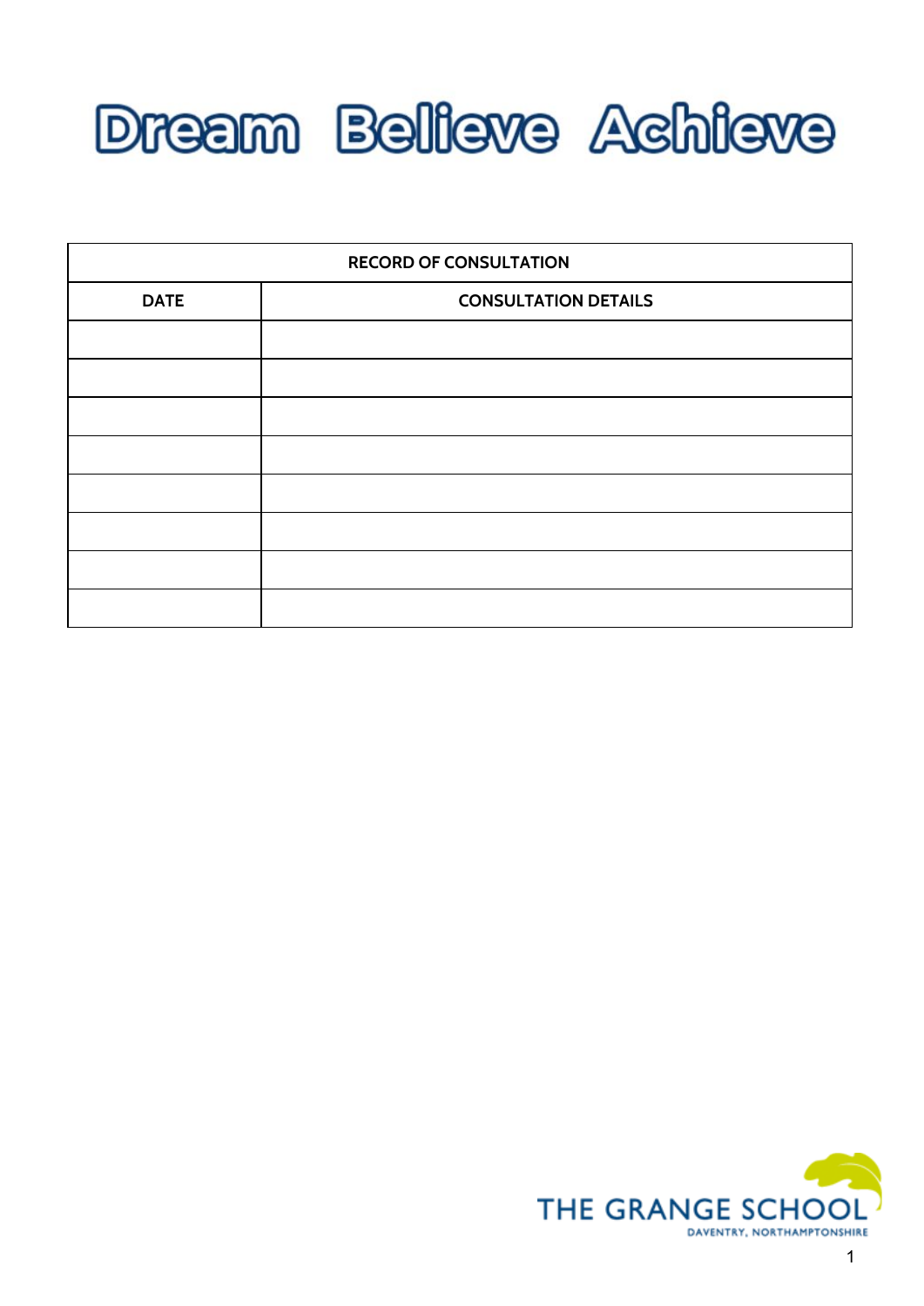# Dream Believe Achieve

| RECORD OF CONSULTATION | |
|---|---|
| **DATE** | **CONSULTATION DETAILS** |
| | |
| | |
| | |
| | |
| | |
| | |
| | |
| | |

THE GRANGE SCHOOL
DAVENTRY, NORTHAMPTONSHIRE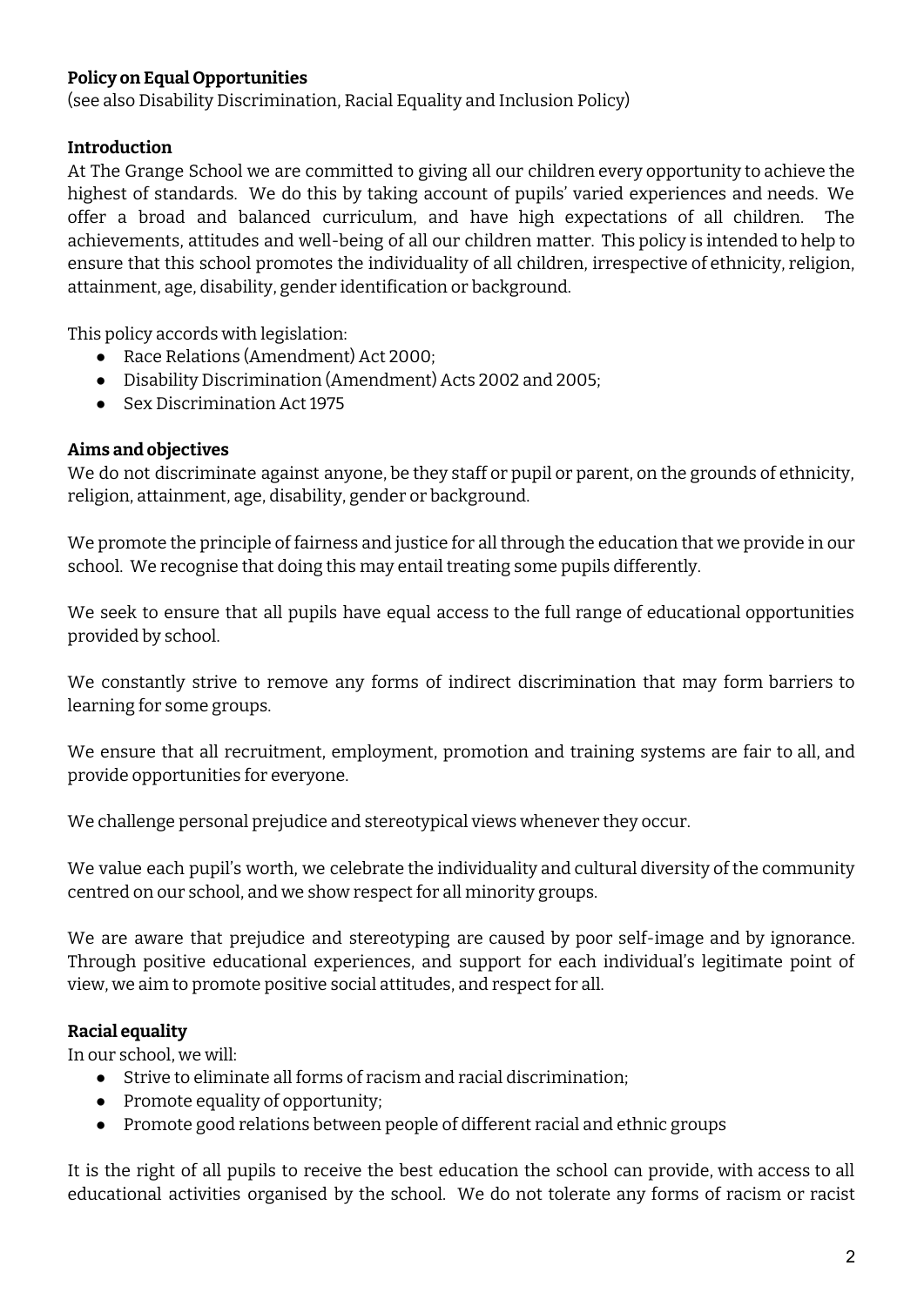**Policy on Equal Opportunities**
(see also Disability Discrimination, Racial Equality and Inclusion Policy)

**Introduction**

At The Grange School we are committed to giving all our children every opportunity to achieve the highest of standards. We do this by taking account of pupils' varied experiences and needs. We offer a broad and balanced curriculum, and have high expectations of all children. The achievements, attitudes and well-being of all our children matter. This policy is intended to help to ensure that this school promotes the individuality of all children, irrespective of ethnicity, religion, attainment, age, disability, gender identification or background.

This policy accords with legislation:

- Race Relations (Amendment) Act 2000;
- Disability Discrimination (Amendment) Acts 2002 and 2005;
- Sex Discrimination Act 1975

**Aims and objectives**

We do not discriminate against anyone, be they staff or pupil or parent, on the grounds of ethnicity, religion, attainment, age, disability, gender or background.

We promote the principle of fairness and justice for all through the education that we provide in our school. We recognise that doing this may entail treating some pupils differently.

We seek to ensure that all pupils have equal access to the full range of educational opportunities provided by school.

We constantly strive to remove any forms of indirect discrimination that may form barriers to learning for some groups.

We ensure that all recruitment, employment, promotion and training systems are fair to all, and provide opportunities for everyone.

We challenge personal prejudice and stereotypical views whenever they occur.

We value each pupil's worth, we celebrate the individuality and cultural diversity of the community centred on our school, and we show respect for all minority groups.

We are aware that prejudice and stereotyping are caused by poor self-image and by ignorance. Through positive educational experiences, and support for each individual's legitimate point of view, we aim to promote positive social attitudes, and respect for all.

**Racial equality**

In our school, we will:

- Strive to eliminate all forms of racism and racial discrimination;
- Promote equality of opportunity;
- Promote good relations between people of different racial and ethnic groups

It is the right of all pupils to receive the best education the school can provide, with access to all educational activities organised by the school. We do not tolerate any forms of racism or racist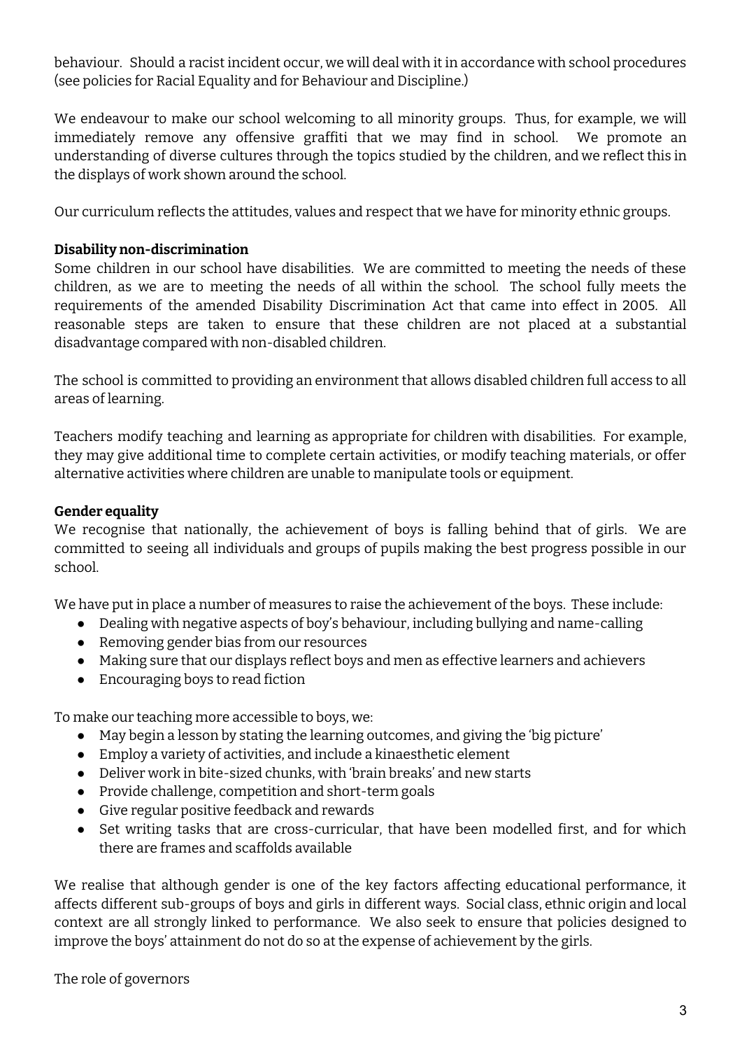behaviour. Should a racist incident occur, we will deal with it in accordance with school procedures (see policies for Racial Equality and for Behaviour and Discipline.)

We endeavour to make our school welcoming to all minority groups. Thus, for example, we will immediately remove any offensive graffiti that we may find in school. We promote an understanding of diverse cultures through the topics studied by the children, and we reflect this in the displays of work shown around the school.

Our curriculum reflects the attitudes, values and respect that we have for minority ethnic groups.

**Disability non-discrimination**

Some children in our school have disabilities. We are committed to meeting the needs of these children, as we are to meeting the needs of all within the school. The school fully meets the requirements of the amended Disability Discrimination Act that came into effect in 2005. All reasonable steps are taken to ensure that these children are not placed at a substantial disadvantage compared with non-disabled children.

The school is committed to providing an environment that allows disabled children full access to all areas of learning.

Teachers modify teaching and learning as appropriate for children with disabilities. For example, they may give additional time to complete certain activities, or modify teaching materials, or offer alternative activities where children are unable to manipulate tools or equipment.

**Gender equality**

We recognise that nationally, the achievement of boys is falling behind that of girls. We are committed to seeing all individuals and groups of pupils making the best progress possible in our school.

We have put in place a number of measures to raise the achievement of the boys. These include:

- Dealing with negative aspects of boy's behaviour, including bullying and name-calling
- Removing gender bias from our resources
- Making sure that our displays reflect boys and men as effective learners and achievers
- Encouraging boys to read fiction

To make our teaching more accessible to boys, we:

- May begin a lesson by stating the learning outcomes, and giving the 'big picture'
- Employ a variety of activities, and include a kinaesthetic element
- Deliver work in bite-sized chunks, with 'brain breaks' and new starts
- Provide challenge, competition and short-term goals
- Give regular positive feedback and rewards
- Set writing tasks that are cross-curricular, that have been modelled first, and for which there are frames and scaffolds available

We realise that although gender is one of the key factors affecting educational performance, it affects different sub-groups of boys and girls in different ways. Social class, ethnic origin and local context are all strongly linked to performance. We also seek to ensure that policies designed to improve the boys' attainment do not do so at the expense of achievement by the girls.

The role of governors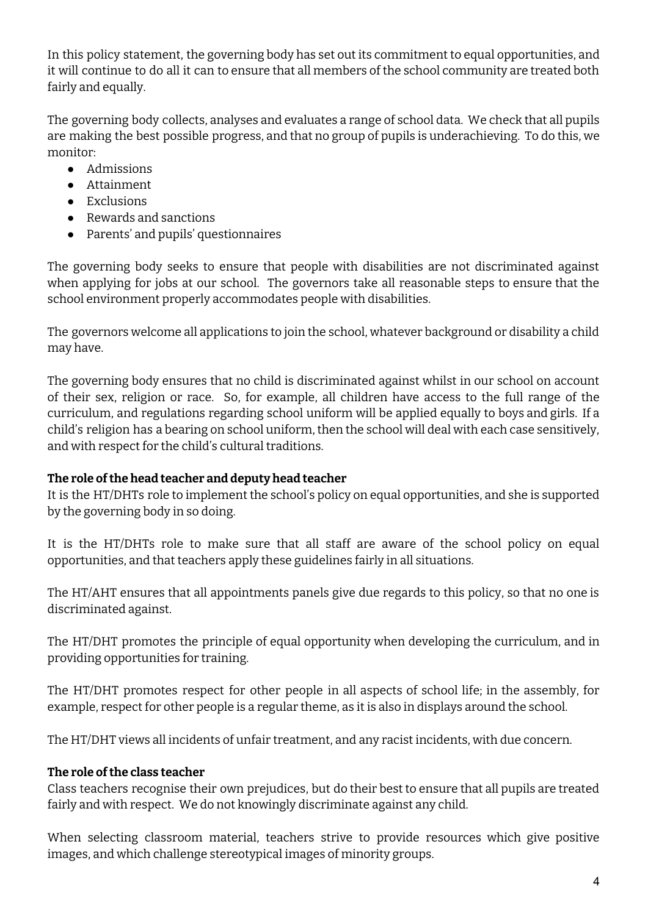In this policy statement, the governing body has set out its commitment to equal opportunities, and it will continue to do all it can to ensure that all members of the school community are treated both fairly and equally.

The governing body collects, analyses and evaluates a range of school data. We check that all pupils are making the best possible progress, and that no group of pupils is underachieving. To do this, we monitor:

- Admissions
- Attainment
- Exclusions
- Rewards and sanctions
- Parents' and pupils' questionnaires

The governing body seeks to ensure that people with disabilities are not discriminated against when applying for jobs at our school. The governors take all reasonable steps to ensure that the school environment properly accommodates people with disabilities.

The governors welcome all applications to join the school, whatever background or disability a child may have.

The governing body ensures that no child is discriminated against whilst in our school on account of their sex, religion or race. So, for example, all children have access to the full range of the curriculum, and regulations regarding school uniform will be applied equally to boys and girls. If a child's religion has a bearing on school uniform, then the school will deal with each case sensitively, and with respect for the child's cultural traditions.

**The role of the head teacher and deputy head teacher**

It is the HT/DHTs role to implement the school's policy on equal opportunities, and she is supported by the governing body in so doing.

It is the HT/DHTs role to make sure that all staff are aware of the school policy on equal opportunities, and that teachers apply these guidelines fairly in all situations.

The HT/AHT ensures that all appointments panels give due regards to this policy, so that no one is discriminated against.

The HT/DHT promotes the principle of equal opportunity when developing the curriculum, and in providing opportunities for training.

The HT/DHT promotes respect for other people in all aspects of school life; in the assembly, for example, respect for other people is a regular theme, as it is also in displays around the school.

The HT/DHT views all incidents of unfair treatment, and any racist incidents, with due concern.

**The role of the class teacher**

Class teachers recognise their own prejudices, but do their best to ensure that all pupils are treated fairly and with respect. We do not knowingly discriminate against any child.

When selecting classroom material, teachers strive to provide resources which give positive images, and which challenge stereotypical images of minority groups.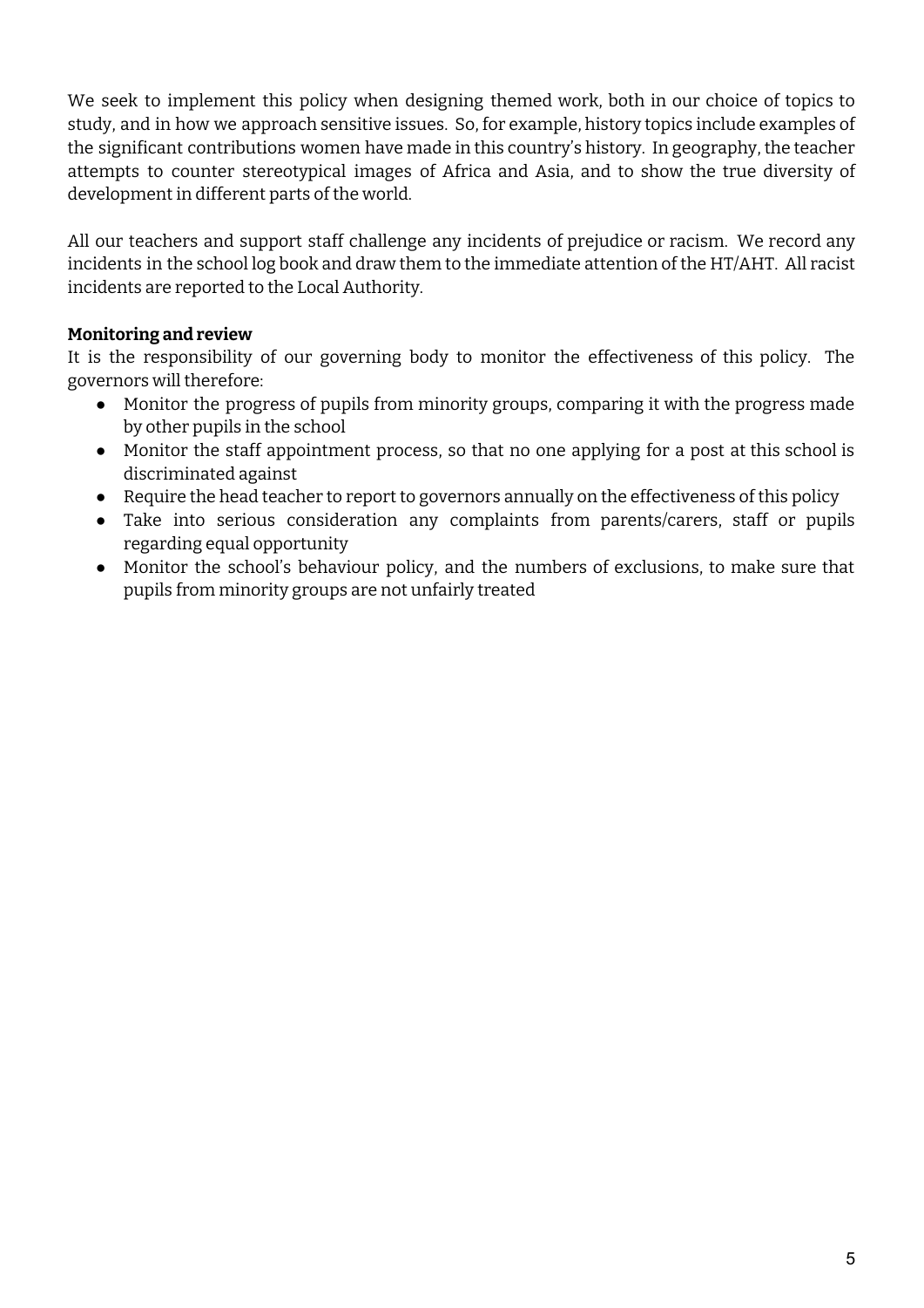We seek to implement this policy when designing themed work, both in our choice of topics to study, and in how we approach sensitive issues. So, for example, history topics include examples of the significant contributions women have made in this country's history. In geography, the teacher attempts to counter stereotypical images of Africa and Asia, and to show the true diversity of development in different parts of the world.

All our teachers and support staff challenge any incidents of prejudice or racism. We record any incidents in the school log book and draw them to the immediate attention of the HT/AHT. All racist incidents are reported to the Local Authority.

**Monitoring and review**

It is the responsibility of our governing body to monitor the effectiveness of this policy. The governors will therefore:

- Monitor the progress of pupils from minority groups, comparing it with the progress made by other pupils in the school
- Monitor the staff appointment process, so that no one applying for a post at this school is discriminated against
- Require the head teacher to report to governors annually on the effectiveness of this policy
- Take into serious consideration any complaints from parents/carers, staff or pupils regarding equal opportunity
- Monitor the school's behaviour policy, and the numbers of exclusions, to make sure that pupils from minority groups are not unfairly treated